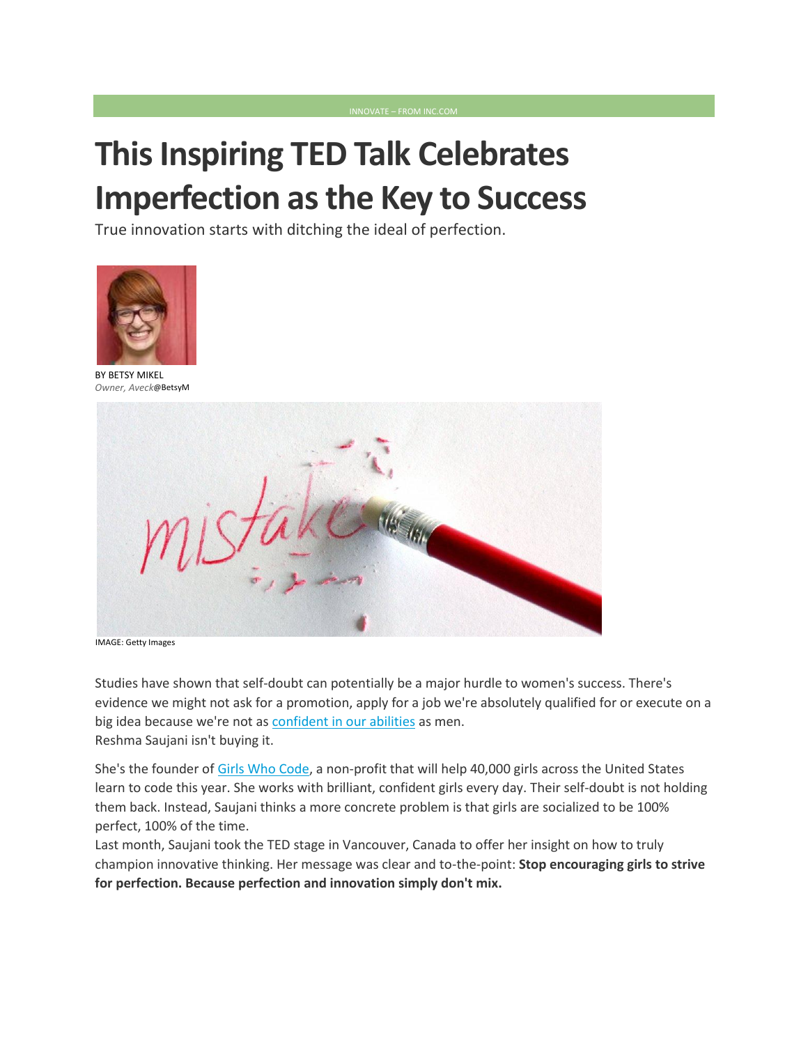INNOVATE – FROM INC.COM

# This Inspiring TED Talk Celebrates Imperfection as the Key to Success

True innovation starts with ditching the ideal of perfection.

BY BETSY MIKEL
*Owner, Aveck*@BetsyM

IMAGE: Getty Images

Studies have shown that self-doubt can potentially be a major hurdle to women's success. There's evidence we might not ask for a promotion, apply for a job we're absolutely qualified for or execute on a big idea because we're not as confident in our abilities as men.
Reshma Saujani isn't buying it.

She's the founder of Girls Who Code, a non-profit that will help 40,000 girls across the United States learn to code this year. She works with brilliant, confident girls every day. Their self-doubt is not holding them back. Instead, Saujani thinks a more concrete problem is that girls are socialized to be 100% perfect, 100% of the time.
Last month, Saujani took the TED stage in Vancouver, Canada to offer her insight on how to truly champion innovative thinking. Her message was clear and to-the-point: **Stop encouraging girls to strive for perfection. Because perfection and innovation simply don't mix.**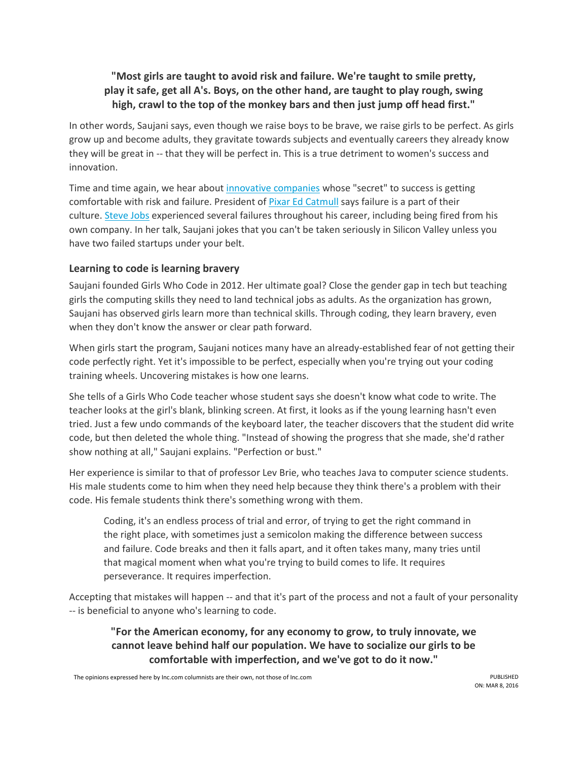**"Most girls are taught to avoid risk and failure. We're taught to smile pretty, play it safe, get all A's. Boys, on the other hand, are taught to play rough, swing high, crawl to the top of the monkey bars and then just jump off head first."**

In other words, Saujani says, even though we raise boys to be brave, we raise girls to be perfect. As girls grow up and become adults, they gravitate towards subjects and eventually careers they already know they will be great in -- that they will be perfect in. This is a true detriment to women's success and innovation.

Time and time again, we hear about innovative companies whose "secret" to success is getting comfortable with risk and failure. President of Pixar Ed Catmull says failure is a part of their culture. Steve Jobs experienced several failures throughout his career, including being fired from his own company. In her talk, Saujani jokes that you can't be taken seriously in Silicon Valley unless you have two failed startups under your belt.

### Learning to code is learning bravery

Saujani founded Girls Who Code in 2012. Her ultimate goal? Close the gender gap in tech but teaching girls the computing skills they need to land technical jobs as adults. As the organization has grown, Saujani has observed girls learn more than technical skills. Through coding, they learn bravery, even when they don't know the answer or clear path forward.

When girls start the program, Saujani notices many have an already-established fear of not getting their code perfectly right. Yet it's impossible to be perfect, especially when you're trying out your coding training wheels. Uncovering mistakes is how one learns.

She tells of a Girls Who Code teacher whose student says she doesn't know what code to write. The teacher looks at the girl's blank, blinking screen. At first, it looks as if the young learning hasn't even tried. Just a few undo commands of the keyboard later, the teacher discovers that the student did write code, but then deleted the whole thing. "Instead of showing the progress that she made, she'd rather show nothing at all," Saujani explains. "Perfection or bust."

Her experience is similar to that of professor Lev Brie, who teaches Java to computer science students. His male students come to him when they need help because they think there's a problem with their code. His female students think there's something wrong with them.

> Coding, it's an endless process of trial and error, of trying to get the right command in the right place, with sometimes just a semicolon making the difference between success and failure. Code breaks and then it falls apart, and it often takes many, many tries until that magical moment when what you're trying to build comes to life. It requires perseverance. It requires imperfection.

Accepting that mistakes will happen -- and that it's part of the process and not a fault of your personality -- is beneficial to anyone who's learning to code.

**"For the American economy, for any economy to grow, to truly innovate, we cannot leave behind half our population. We have to socialize our girls to be comfortable with imperfection, and we've got to do it now."**

The opinions expressed here by Inc.com columnists are their own, not those of Inc.com

PUBLISHED ON: MAR 8, 2016